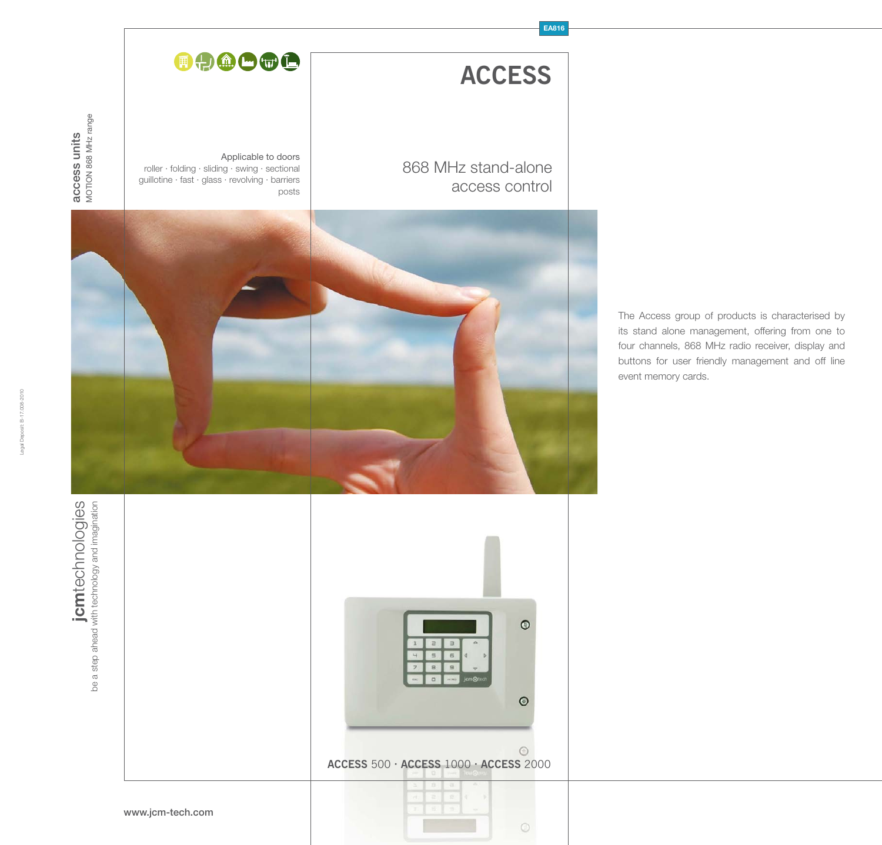EA816

# ACCESS

access units
MOTION 868 MHz range

Applicable to doors
roller · folding · sliding · swing · sectional
guillotine · fast · glass · revolving · barriers
posts

## 868 MHz stand-alone access control

The Access group of products is characterised by its stand alone management, offering from one to four channels, 868 MHz radio receiver, display and buttons for user friendly management and off line event memory cards.

**ACCESS** 500 · **ACCESS** 1000 · **ACCESS** 2000

**jcm**technologies
be a step ahead with technology and imagination

www.jcm-tech.com

Legal Deposit: B-17.008-2010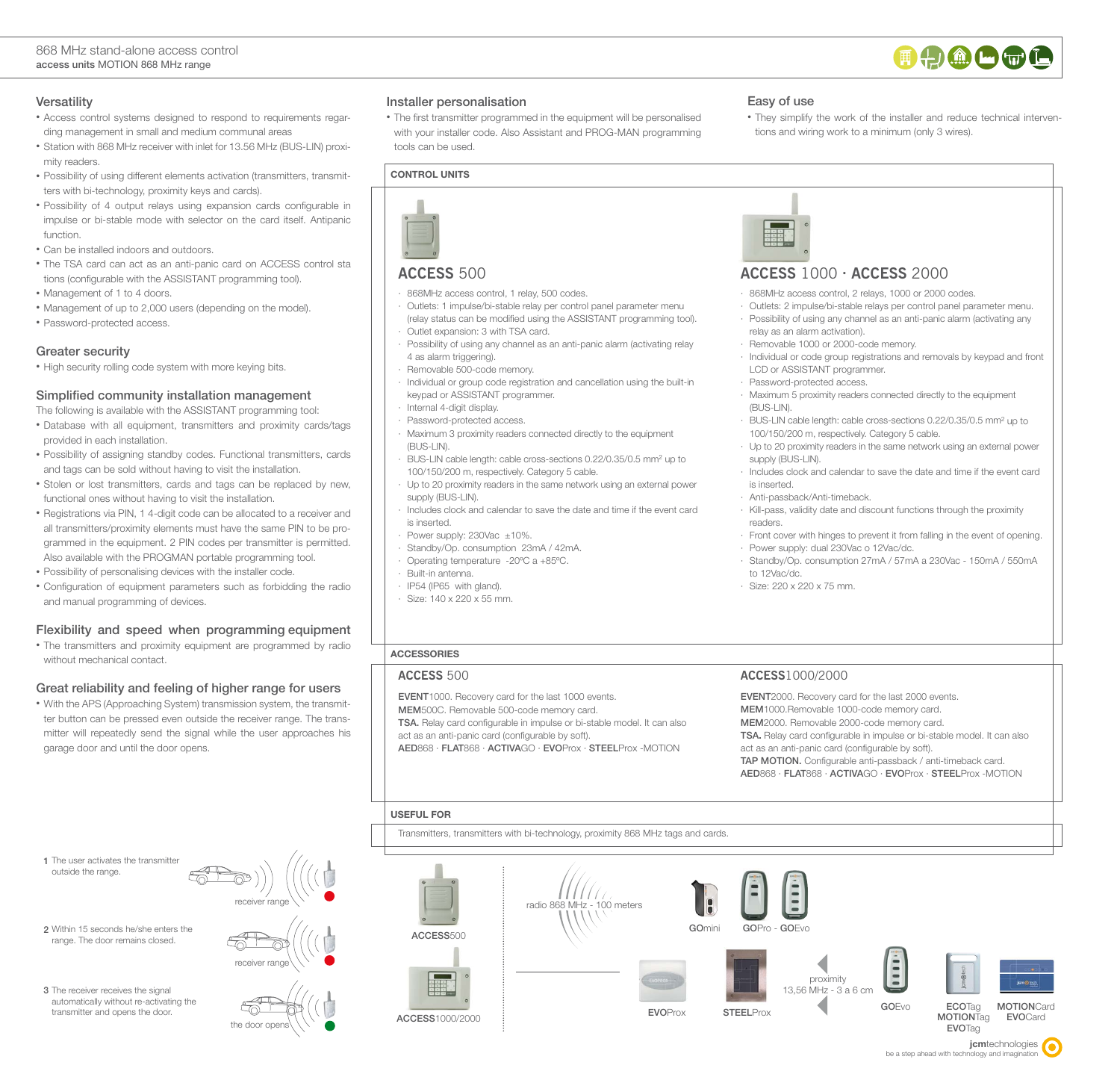# 868 MHz stand-alone access control

access units MOTION 868 MHz range

## Versatility

- Access control systems designed to respond to requirements regarding management in small and medium communal areas
- Station with 868 MHz receiver with inlet for 13.56 MHz (BUS-LIN) proximity readers.
- Possibility of using different elements activation (transmitters, transmitters with bi-technology, proximity keys and cards).
- Possibility of 4 output relays using expansion cards configurable in impulse or bi-stable mode with selector on the card itself. Antipanic function.
- Can be installed indoors and outdoors.
- The TSA card can act as an anti-panic card on ACCESS control stations (configurable with the ASSISTANT programming tool).
- Management of 1 to 4 doors.
- Management of up to 2,000 users (depending on the model).
- Password-protected access.

## Greater security

- High security rolling code system with more keying bits.

## Simplified community installation management

The following is available with the ASSISTANT programming tool:

- Database with all equipment, transmitters and proximity cards/tags provided in each installation.
- Possibility of assigning standby codes. Functional transmitters, cards and tags can be sold without having to visit the installation.
- Stolen or lost transmitters, cards and tags can be replaced by new, functional ones without having to visit the installation.
- Registrations via PIN, 1 4-digit code can be allocated to a receiver and all transmitters/proximity elements must have the same PIN to be programmed in the equipment. 2 PIN codes per transmitter is permitted. Also available with the PROGMAN portable programming tool.
- Possibility of personalising devices with the installer code.
- Configuration of equipment parameters such as forbidding the radio and manual programming of devices.

## Flexibility and speed when programming equipment

- The transmitters and proximity equipment are programmed by radio without mechanical contact.

## Great reliability and feeling of higher range for users

- With the APS (Approaching System) transmission system, the transmitter button can be pressed even outside the receiver range. The transmitter will repeatedly send the signal while the user approaches his garage door and until the door opens.

1 The user activates the transmitter outside the range.

receiver range

2 Within 15 seconds he/she enters the range. The door remains closed.

receiver range

3 The receiver receives the signal automatically without re-activating the transmitter and opens the door.

the door opens

## Installer personalisation

- The first transmitter programmed in the equipment will be personalised with your installer code. Also Assistant and PROG-MAN programming tools can be used.

## Easy of use

- They simplify the work of the installer and reduce technical interventions and wiring work to a minimum (only 3 wires).

## CONTROL UNITS

### ACCESS 500

- 868MHz access control, 1 relay, 500 codes.
- Outlets: 1 impulse/bi-stable relay per control panel parameter menu (relay status can be modified using the ASSISTANT programming tool).
- Outlet expansion: 3 with TSA card.
- Possibility of using any channel as an anti-panic alarm (activating relay 4 as alarm triggering).
- Removable 500-code memory.
- Individual or group code registration and cancellation using the built-in keypad or ASSISTANT programmer.
- Internal 4-digit display.
- Password-protected access.
- Maximum 3 proximity readers connected directly to the equipment (BUS-LIN).
- BUS-LIN cable length: cable cross-sections 0.22/0.35/0.5 mm² up to 100/150/200 m, respectively. Category 5 cable.
- Up to 20 proximity readers in the same network using an external power supply (BUS-LIN).
- Includes clock and calendar to save the date and time if the event card is inserted.
- Power supply: 230Vac ±10%.
- Standby/Op. consumption 23mA / 42mA.
- Operating temperature -20ºC a +85ºC.
- Built-in antenna.
- IP54 (IP65 with gland).
- Size: 140 x 220 x 55 mm.

### ACCESS 1000 · ACCESS 2000

- 868MHz access control, 2 relays, 1000 or 2000 codes.
- Outlets: 2 impulse/bi-stable relays per control panel parameter menu.
- Possibility of using any channel as an anti-panic alarm (activating any relay as an alarm activation).
- Removable 1000 or 2000-code memory.
- Individual or code group registrations and removals by keypad and front LCD or ASSISTANT programmer.
- Password-protected access.
- Maximum 5 proximity readers connected directly to the equipment (BUS-LIN).
- BUS-LIN cable length: cable cross-sections 0.22/0.35/0.5 mm² up to 100/150/200 m, respectively. Category 5 cable.
- Up to 20 proximity readers in the same network using an external power supply (BUS-LIN).
- Includes clock and calendar to save the date and time if the event card is inserted.
- Anti-passback/Anti-timeback.
- Kill-pass, validity date and discount functions through the proximity readers.
- Front cover with hinges to prevent it from falling in the event of opening.
- Power supply: dual 230Vac o 12Vac/dc.
- Standby/Op. consumption 27mA / 57mA a 230Vac - 150mA / 550mA to 12Vac/dc.
- Size: 220 x 220 x 75 mm.

## ACCESSORIES

### ACCESS 500

**EVENT**1000. Recovery card for the last 1000 events.
**MEM**500C. Removable 500-code memory card.
**TSA.** Relay card configurable in impulse or bi-stable model. It can also act as an anti-panic card (configurable by soft).
**AED**868 · **FLAT**868 · **ACTIVA**GO · **EVO**Prox · **STEEL**Prox -MOTION

### ACCESS1000/2000

**EVENT**2000. Recovery card for the last 2000 events.
**MEM**1000.Removable 1000-code memory card.
**MEM**2000. Removable 2000-code memory card.
**TSA.** Relay card configurable in impulse or bi-stable model. It can also act as an anti-panic card (configurable by soft).
**TAP MOTION.** Configurable anti-passback / anti-timeback card.
**AED**868 · **FLAT**868 · **ACTIVA**GO · **EVO**Prox · **STEEL**Prox -MOTION

## USEFUL FOR

Transmitters, transmitters with bi-technology, proximity 868 MHz tags and cards.

ACCESS500

ACCESS1000/2000

radio 868 MHz - 100 meters

GOmini

GOPro - GOEvo

EVOProx

STEELProx

proximity 13,56 MHz - 3 a 6 cm

GOEvo

ECOTag MOTIONTag EVOTag

MOTIONCard EVOCard

jcmtechnologies
be a step ahead with technology and imagination